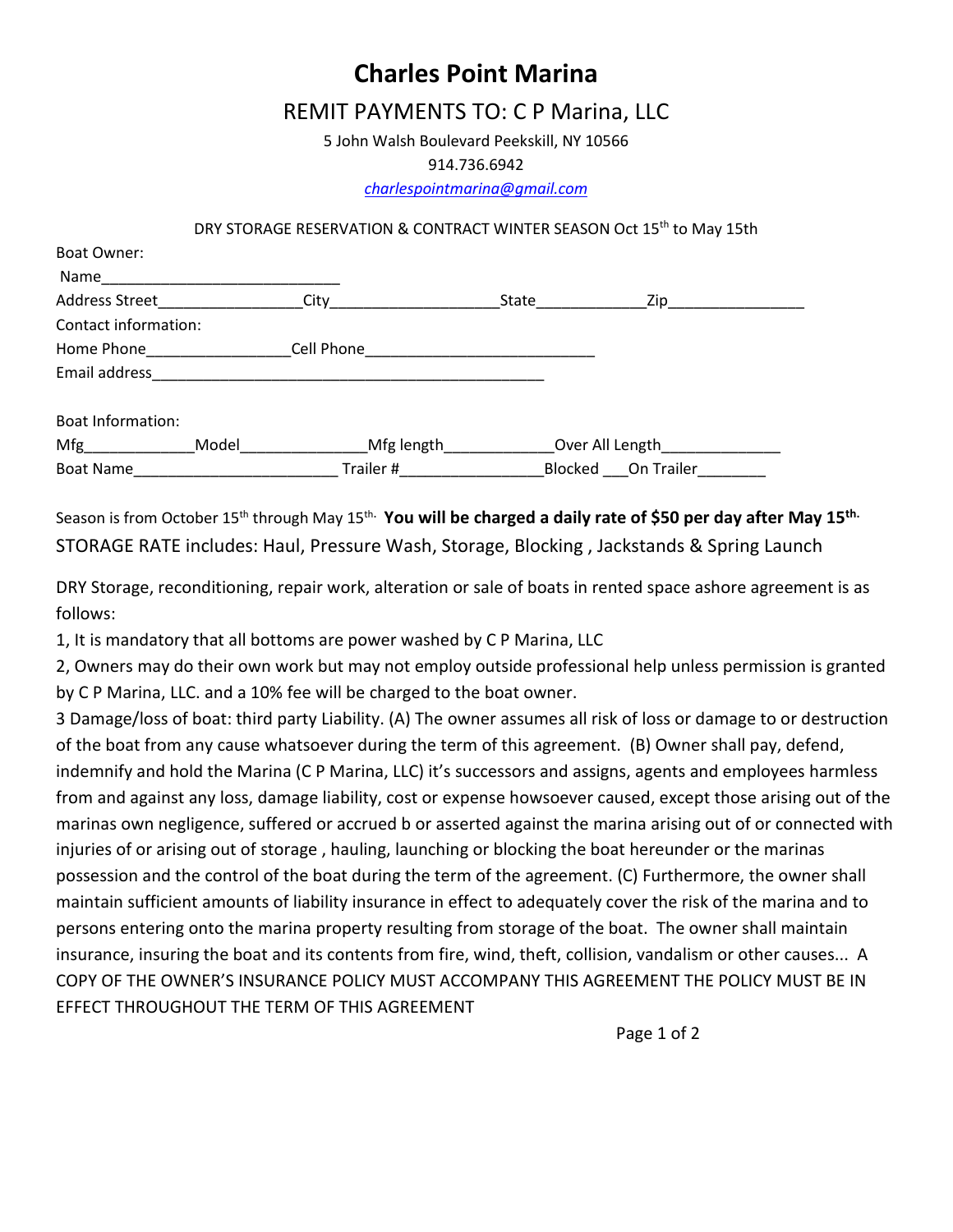# Charles Point Marina

## REMIT PAYMENTS TO: C P Marina, LLC

5 John Walsh Boulevard Peekskill, NY 10566

914.736.6942

*charlespointmarina@gmail.com*

DRY STORAGE RESERVATION & CONTRACT WINTER SEASON Oct 15th to May 15th

Boat Owner:

Name____________________________

Address Street________________City___________________State____________Zip________________

Contact information:

Home Phone________________Cell Phone___________________________

Email address_______________________________________________

Boat Information:

Mfg____________Model______________Mfg length____________Over All Length_____________

Boat Name_______________________ Trailer #________________Blocked ___On Trailer________

Season is from October 15th through May 15th. **You will be charged a daily rate of $50 per day after May 15th.**

STORAGE RATE includes: Haul, Pressure Wash, Storage, Blocking , Jackstands & Spring Launch

DRY Storage, reconditioning, repair work, alteration or sale of boats in rented space ashore agreement is as follows:

1, It is mandatory that all bottoms are power washed by C P Marina, LLC

2, Owners may do their own work but may not employ outside professional help unless permission is granted by C P Marina, LLC. and a 10% fee will be charged to the boat owner.

3 Damage/loss of boat: third party Liability. (A) The owner assumes all risk of loss or damage to or destruction of the boat from any cause whatsoever during the term of this agreement. (B) Owner shall pay, defend, indemnify and hold the Marina (C P Marina, LLC) it's successors and assigns, agents and employees harmless from and against any loss, damage liability, cost or expense howsoever caused, except those arising out of the marinas own negligence, suffered or accrued b or asserted against the marina arising out of or connected with injuries of or arising out of storage , hauling, launching or blocking the boat hereunder or the marinas possession and the control of the boat during the term of the agreement. (C) Furthermore, the owner shall maintain sufficient amounts of liability insurance in effect to adequately cover the risk of the marina and to persons entering onto the marina property resulting from storage of the boat. The owner shall maintain insurance, insuring the boat and its contents from fire, wind, theft, collision, vandalism or other causes... A COPY OF THE OWNER'S INSURANCE POLICY MUST ACCOMPANY THIS AGREEMENT THE POLICY MUST BE IN EFFECT THROUGHOUT THE TERM OF THIS AGREEMENT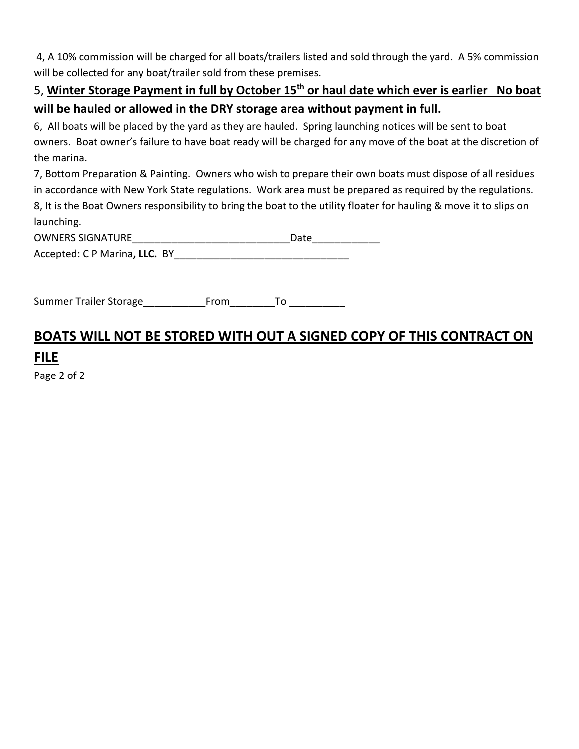4, A 10% commission will be charged for all boats/trailers listed and sold through the yard. A 5% commission will be collected for any boat/trailer sold from these premises.

5, **Winter Storage Payment in full by October 15th or haul date which ever is earlier No boat will be hauled or allowed in the DRY storage area without payment in full.**

6, All boats will be placed by the yard as they are hauled. Spring launching notices will be sent to boat owners. Boat owner's failure to have boat ready will be charged for any move of the boat at the discretion of the marina.

7, Bottom Preparation & Painting. Owners who wish to prepare their own boats must dispose of all residues in accordance with New York State regulations. Work area must be prepared as required by the regulations.

8, It is the Boat Owners responsibility to bring the boat to the utility floater for hauling & move it to slips on launching.

OWNERS SIGNATURE____________________________Date____________

Accepted: C P Marina**, LLC.** BY_______________________________

Summer Trailer Storage___________From________To __________

**BOATS WILL NOT BE STORED WITH OUT A SIGNED COPY OF THIS CONTRACT ON FILE**